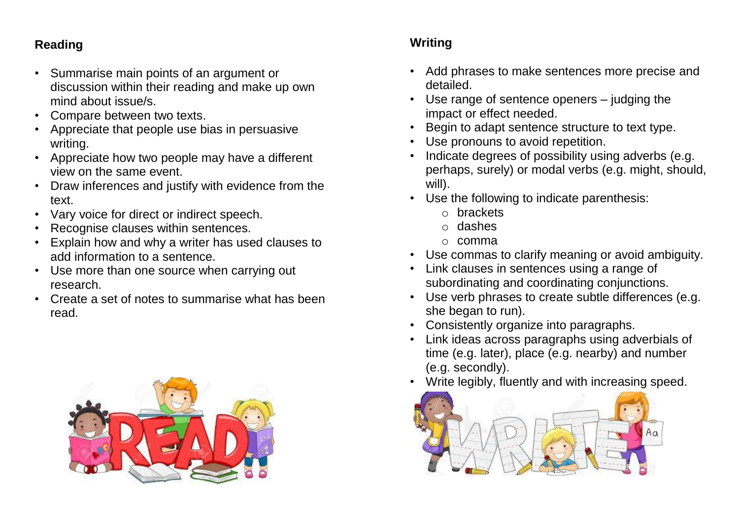## Reading

- Summarise main points of an argument or discussion within their reading and make up own mind about issue/s.
- Compare between two texts.
- Appreciate that people use bias in persuasive writing.
- Appreciate how two people may have a different view on the same event.
- Draw inferences and justify with evidence from the text.
- Vary voice for direct or indirect speech.
- Recognise clauses within sentences.
- Explain how and why a writer has used clauses to add information to a sentence.
- Use more than one source when carrying out research.
- Create a set of notes to summarise what has been read.

## Writing

- Add phrases to make sentences more precise and detailed.
- Use range of sentence openers – judging the impact or effect needed.
- Begin to adapt sentence structure to text type.
- Use pronouns to avoid repetition.
- Indicate degrees of possibility using adverbs (e.g. perhaps, surely) or modal verbs (e.g. might, should, will).
- Use the following to indicate parenthesis:
  - brackets
  - dashes
  - comma
- Use commas to clarify meaning or avoid ambiguity.
- Link clauses in sentences using a range of subordinating and coordinating conjunctions.
- Use verb phrases to create subtle differences (e.g. she began to run).
- Consistently organize into paragraphs.
- Link ideas across paragraphs using adverbials of time (e.g. later), place (e.g. nearby) and number (e.g. secondly).
- Write legibly, fluently and with increasing speed.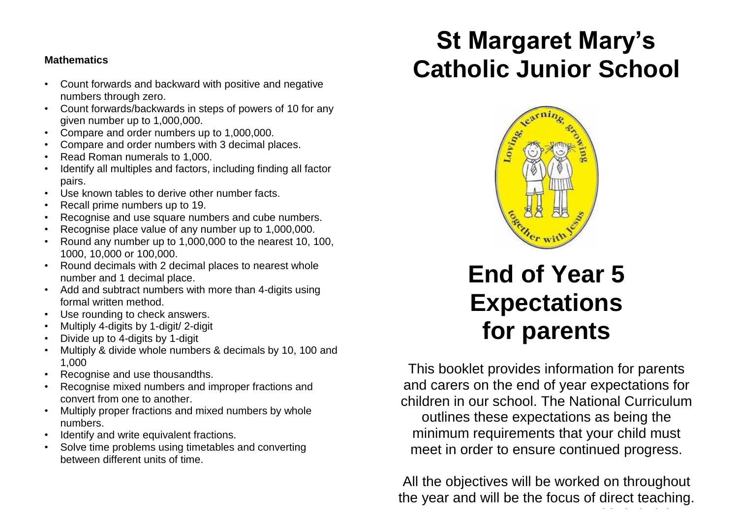**Mathematics**

- Count forwards and backward with positive and negative numbers through zero.
- Count forwards/backwards in steps of powers of 10 for any given number up to 1,000,000.
- Compare and order numbers up to 1,000,000.
- Compare and order numbers with 3 decimal places.
- Read Roman numerals to 1,000.
- Identify all multiples and factors, including finding all factor pairs.
- Use known tables to derive other number facts.
- Recall prime numbers up to 19.
- Recognise and use square numbers and cube numbers.
- Recognise place value of any number up to 1,000,000.
- Round any number up to 1,000,000 to the nearest 10, 100, 1000, 10,000 or 100,000.
- Round decimals with 2 decimal places to nearest whole number and 1 decimal place.
- Add and subtract numbers with more than 4-digits using formal written method.
- Use rounding to check answers.
- Multiply 4-digits by 1-digit/ 2-digit
- Divide up to 4-digits by 1-digit
- Multiply & divide whole numbers & decimals by 10, 100 and 1,000
- Recognise and use thousandths.
- Recognise mixed numbers and improper fractions and convert from one to another.
- Multiply proper fractions and mixed numbers by whole numbers.
- Identify and write equivalent fractions.
- Solve time problems using timetables and converting between different units of time.

# St Margaret Mary's Catholic Junior School

Loving, learning, growing together with Jesus

# End of Year 5 Expectations for parents

This booklet provides information for parents and carers on the end of year expectations for children in our school. The National Curriculum outlines these expectations as being the minimum requirements that your child must meet in order to ensure continued progress.

All the objectives will be worked on throughout the year and will be the focus of direct teaching.